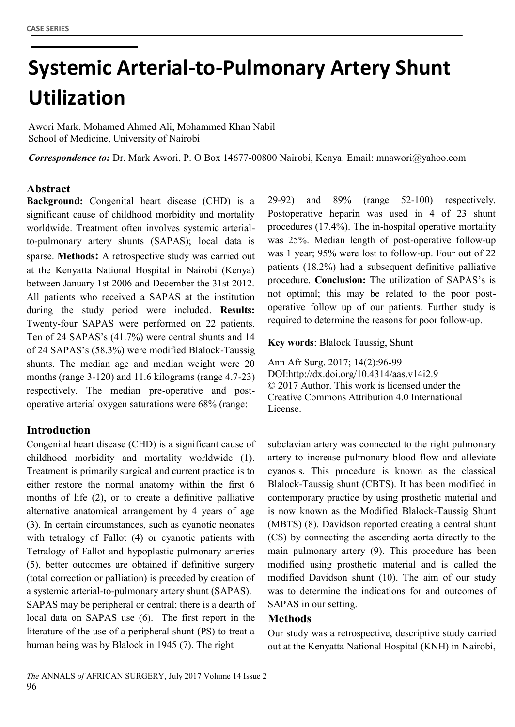CASE SERIES

# Systemic Arterial-to-Pulmonary Artery Shunt Utilization

Awori Mark, Mohamed Ahmed Ali, Mohammed Khan Nabil
School of Medicine, University of Nairobi

***Correspondence to:*** Dr. Mark Awori, P. O Box 14677-00800 Nairobi, Kenya. Email: mnawori@yahoo.com

## Abstract

**Background:** Congenital heart disease (CHD) is a significant cause of childhood morbidity and mortality worldwide. Treatment often involves systemic arterial-to-pulmonary artery shunts (SAPAS); local data is sparse. **Methods:** A retrospective study was carried out at the Kenyatta National Hospital in Nairobi (Kenya) between January 1st 2006 and December the 31st 2012. All patients who received a SAPAS at the institution during the study period were included. **Results:** Twenty-four SAPAS were performed on 22 patients. Ten of 24 SAPAS's (41.7%) were central shunts and 14 of 24 SAPAS's (58.3%) were modified Blalock-Taussig shunts. The median age and median weight were 20 months (range 3-120) and 11.6 kilograms (range 4.7-23) respectively. The median pre-operative and post-operative arterial oxygen saturations were 68% (range: 29-92) and 89% (range 52-100) respectively. Postoperative heparin was used in 4 of 23 shunt procedures (17.4%). The in-hospital operative mortality was 25%. Median length of post-operative follow-up was 1 year; 95% were lost to follow-up. Four out of 22 patients (18.2%) had a subsequent definitive palliative procedure. **Conclusion:** The utilization of SAPAS's is not optimal; this may be related to the poor post-operative follow up of our patients. Further study is required to determine the reasons for poor follow-up.

**Key words**: Blalock Taussig, Shunt

Ann Afr Surg. 2017; 14(2):96-99
DOI:http://dx.doi.org/10.4314/aas.v14i2.9
© 2017 Author. This work is licensed under the Creative Commons Attribution 4.0 International License.

## Introduction

Congenital heart disease (CHD) is a significant cause of childhood morbidity and mortality worldwide (1). Treatment is primarily surgical and current practice is to either restore the normal anatomy within the first 6 months of life (2), or to create a definitive palliative alternative anatomical arrangement by 4 years of age (3). In certain circumstances, such as cyanotic neonates with tetralogy of Fallot (4) or cyanotic patients with Tetralogy of Fallot and hypoplastic pulmonary arteries (5), better outcomes are obtained if definitive surgery (total correction or palliation) is preceded by creation of a systemic arterial-to-pulmonary artery shunt (SAPAS).

SAPAS may be peripheral or central; there is a dearth of local data on SAPAS use (6). The first report in the literature of the use of a peripheral shunt (PS) to treat a human being was by Blalock in 1945 (7). The right subclavian artery was connected to the right pulmonary artery to increase pulmonary blood flow and alleviate cyanosis. This procedure is known as the classical Blalock-Taussig shunt (CBTS). It has been modified in contemporary practice by using prosthetic material and is now known as the Modified Blalock-Taussig Shunt (MBTS) (8). Davidson reported creating a central shunt (CS) by connecting the ascending aorta directly to the main pulmonary artery (9). This procedure has been modified using prosthetic material and is called the modified Davidson shunt (10). The aim of our study was to determine the indications for and outcomes of SAPAS in our setting.

## Methods

Our study was a retrospective, descriptive study carried out at the Kenyatta National Hospital (KNH) in Nairobi,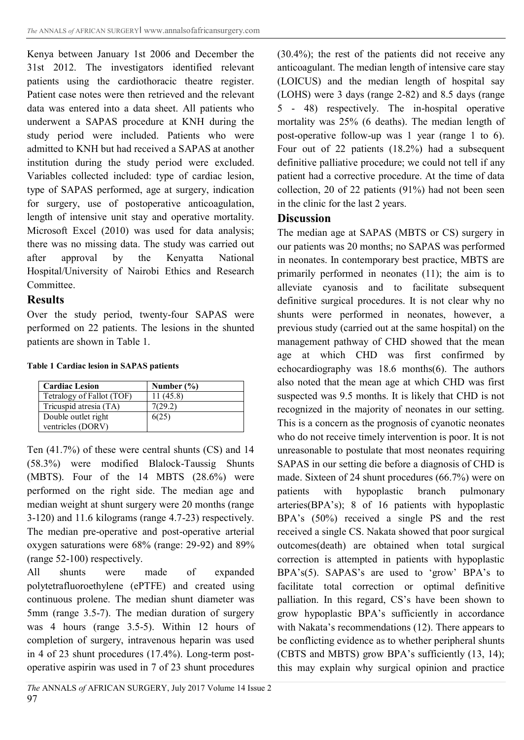Kenya between January 1st 2006 and December the 31st 2012. The investigators identified relevant patients using the cardiothoracic theatre register. Patient case notes were then retrieved and the relevant data was entered into a data sheet. All patients who underwent a SAPAS procedure at KNH during the study period were included. Patients who were admitted to KNH but had received a SAPAS at another institution during the study period were excluded. Variables collected included: type of cardiac lesion, type of SAPAS performed, age at surgery, indication for surgery, use of postoperative anticoagulation, length of intensive unit stay and operative mortality. Microsoft Excel (2010) was used for data analysis; there was no missing data. The study was carried out after approval by the Kenyatta National Hospital/University of Nairobi Ethics and Research Committee.

## Results

Over the study period, twenty-four SAPAS were performed on 22 patients. The lesions in the shunted patients are shown in Table 1.

**Table 1 Cardiac lesion in SAPAS patients**

| Cardiac Lesion | Number (%) |
|---|---|
| Tetralogy of Fallot (TOF) | 11 (45.8) |
| Tricuspid atresia (TA) | 7(29.2) |
| Double outlet right ventricles (DORV) | 6(25) |

Ten (41.7%) of these were central shunts (CS) and 14 (58.3%) were modified Blalock-Taussig Shunts (MBTS). Four of the 14 MBTS (28.6%) were performed on the right side. The median age and median weight at shunt surgery were 20 months (range 3-120) and 11.6 kilograms (range 4.7-23) respectively. The median pre-operative and post-operative arterial oxygen saturations were 68% (range: 29-92) and 89% (range 52-100) respectively.

All shunts were made of expanded polytetrafluoroethylene (ePTFE) and created using continuous prolene. The median shunt diameter was 5mm (range 3.5-7). The median duration of surgery was 4 hours (range 3.5-5). Within 12 hours of completion of surgery, intravenous heparin was used in 4 of 23 shunt procedures (17.4%). Long-term post-operative aspirin was used in 7 of 23 shunt procedures (30.4%); the rest of the patients did not receive any anticoagulant. The median length of intensive care stay (LOICUS) and the median length of hospital say (LOHS) were 3 days (range 2-82) and 8.5 days (range 5 - 48) respectively. The in-hospital operative mortality was 25% (6 deaths). The median length of post-operative follow-up was 1 year (range 1 to 6). Four out of 22 patients (18.2%) had a subsequent definitive palliative procedure; we could not tell if any patient had a corrective procedure. At the time of data collection, 20 of 22 patients (91%) had not been seen in the clinic for the last 2 years.

## Discussion

The median age at SAPAS (MBTS or CS) surgery in our patients was 20 months; no SAPAS was performed in neonates. In contemporary best practice, MBTS are primarily performed in neonates (11); the aim is to alleviate cyanosis and to facilitate subsequent definitive surgical procedures. It is not clear why no shunts were performed in neonates, however, a previous study (carried out at the same hospital) on the management pathway of CHD showed that the mean age at which CHD was first confirmed by echocardiography was 18.6 months(6). The authors also noted that the mean age at which CHD was first suspected was 9.5 months. It is likely that CHD is not recognized in the majority of neonates in our setting. This is a concern as the prognosis of cyanotic neonates who do not receive timely intervention is poor. It is not unreasonable to postulate that most neonates requiring SAPAS in our setting die before a diagnosis of CHD is made. Sixteen of 24 shunt procedures (66.7%) were on patients with hypoplastic branch pulmonary arteries(BPA's); 8 of 16 patients with hypoplastic BPA's (50%) received a single PS and the rest received a single CS. Nakata showed that poor surgical outcomes(death) are obtained when total surgical correction is attempted in patients with hypoplastic BPA's(5). SAPAS's are used to 'grow' BPA's to facilitate total correction or optimal definitive palliation. In this regard, CS's have been shown to grow hypoplastic BPA's sufficiently in accordance with Nakata's recommendations (12). There appears to be conflicting evidence as to whether peripheral shunts (CBTS and MBTS) grow BPA's sufficiently (13, 14); this may explain why surgical opinion and practice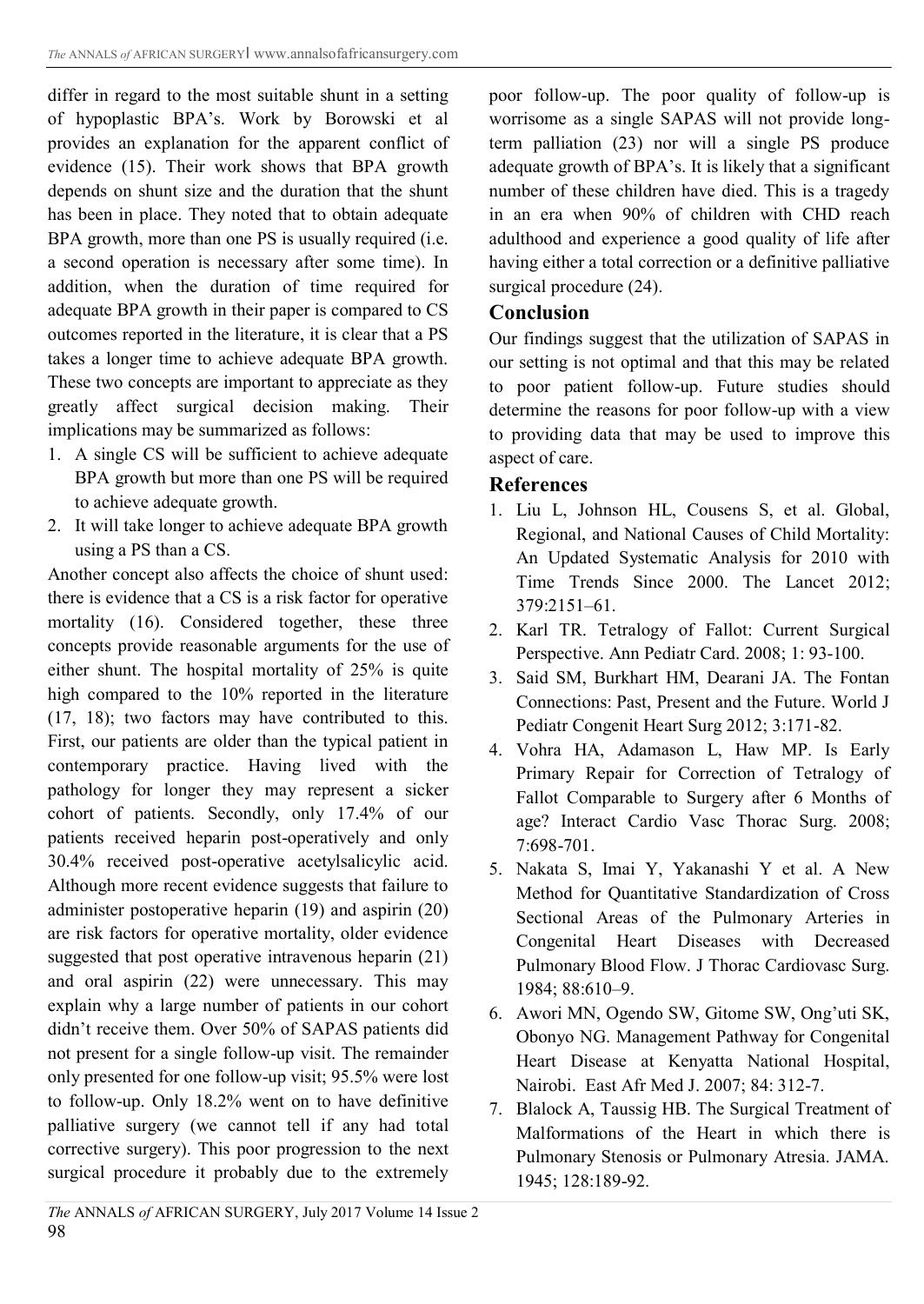differ in regard to the most suitable shunt in a setting of hypoplastic BPA's. Work by Borowski et al provides an explanation for the apparent conflict of evidence (15). Their work shows that BPA growth depends on shunt size and the duration that the shunt has been in place. They noted that to obtain adequate BPA growth, more than one PS is usually required (i.e. a second operation is necessary after some time). In addition, when the duration of time required for adequate BPA growth in their paper is compared to CS outcomes reported in the literature, it is clear that a PS takes a longer time to achieve adequate BPA growth. These two concepts are important to appreciate as they greatly affect surgical decision making. Their implications may be summarized as follows:

1. A single CS will be sufficient to achieve adequate BPA growth but more than one PS will be required to achieve adequate growth.
2. It will take longer to achieve adequate BPA growth using a PS than a CS.

Another concept also affects the choice of shunt used: there is evidence that a CS is a risk factor for operative mortality (16). Considered together, these three concepts provide reasonable arguments for the use of either shunt. The hospital mortality of 25% is quite high compared to the 10% reported in the literature (17, 18); two factors may have contributed to this. First, our patients are older than the typical patient in contemporary practice. Having lived with the pathology for longer they may represent a sicker cohort of patients. Secondly, only 17.4% of our patients received heparin post-operatively and only 30.4% received post-operative acetylsalicylic acid. Although more recent evidence suggests that failure to administer postoperative heparin (19) and aspirin (20) are risk factors for operative mortality, older evidence suggested that post operative intravenous heparin (21) and oral aspirin (22) were unnecessary. This may explain why a large number of patients in our cohort didn't receive them. Over 50% of SAPAS patients did not present for a single follow-up visit. The remainder only presented for one follow-up visit; 95.5% were lost to follow-up. Only 18.2% went on to have definitive palliative surgery (we cannot tell if any had total corrective surgery). This poor progression to the next surgical procedure it probably due to the extremely poor follow-up. The poor quality of follow-up is worrisome as a single SAPAS will not provide long-term palliation (23) nor will a single PS produce adequate growth of BPA's. It is likely that a significant number of these children have died. This is a tragedy in an era when 90% of children with CHD reach adulthood and experience a good quality of life after having either a total correction or a definitive palliative surgical procedure (24).

## Conclusion

Our findings suggest that the utilization of SAPAS in our setting is not optimal and that this may be related to poor patient follow-up. Future studies should determine the reasons for poor follow-up with a view to providing data that may be used to improve this aspect of care.

## References

1. Liu L, Johnson HL, Cousens S, et al. Global, Regional, and National Causes of Child Mortality: An Updated Systematic Analysis for 2010 with Time Trends Since 2000. The Lancet 2012; 379:2151–61.
2. Karl TR. Tetralogy of Fallot: Current Surgical Perspective. Ann Pediatr Card. 2008; 1: 93-100.
3. Said SM, Burkhart HM, Dearani JA. The Fontan Connections: Past, Present and the Future. World J Pediatr Congenit Heart Surg 2012; 3:171-82.
4. Vohra HA, Adamason L, Haw MP. Is Early Primary Repair for Correction of Tetralogy of Fallot Comparable to Surgery after 6 Months of age? Interact Cardio Vasc Thorac Surg. 2008; 7:698-701.
5. Nakata S, Imai Y, Yakanashi Y et al. A New Method for Quantitative Standardization of Cross Sectional Areas of the Pulmonary Arteries in Congenital Heart Diseases with Decreased Pulmonary Blood Flow. J Thorac Cardiovasc Surg. 1984; 88:610–9.
6. Awori MN, Ogendo SW, Gitome SW, Ong'uti SK, Obonyo NG. Management Pathway for Congenital Heart Disease at Kenyatta National Hospital, Nairobi. East Afr Med J. 2007; 84: 312-7.
7. Blalock A, Taussig HB. The Surgical Treatment of Malformations of the Heart in which there is Pulmonary Stenosis or Pulmonary Atresia. JAMA. 1945; 128:189-92.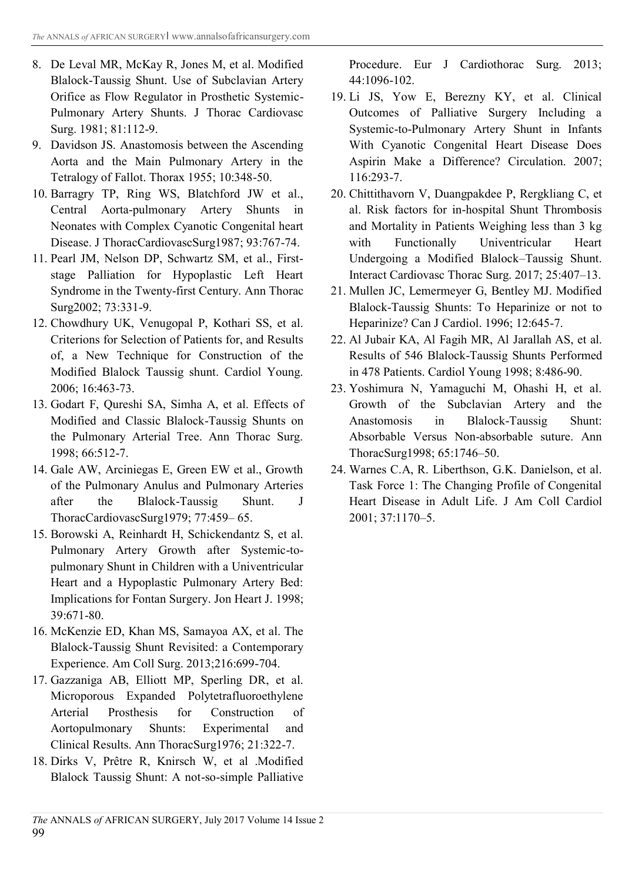8. De Leval MR, McKay R, Jones M, et al. Modified Blalock-Taussig Shunt. Use of Subclavian Artery Orifice as Flow Regulator in Prosthetic Systemic-Pulmonary Artery Shunts. J Thorac Cardiovasc Surg. 1981; 81:112-9.
9. Davidson JS. Anastomosis between the Ascending Aorta and the Main Pulmonary Artery in the Tetralogy of Fallot. Thorax 1955; 10:348-50.
10. Barragry TP, Ring WS, Blatchford JW et al., Central Aorta-pulmonary Artery Shunts in Neonates with Complex Cyanotic Congenital heart Disease. J ThoracCardiovascSurg1987; 93:767-74.
11. Pearl JM, Nelson DP, Schwartz SM, et al., First-stage Palliation for Hypoplastic Left Heart Syndrome in the Twenty-first Century. Ann Thorac Surg2002; 73:331-9.
12. Chowdhury UK, Venugopal P, Kothari SS, et al. Criterions for Selection of Patients for, and Results of, a New Technique for Construction of the Modified Blalock Taussig shunt. Cardiol Young. 2006; 16:463-73.
13. Godart F, Qureshi SA, Simha A, et al. Effects of Modified and Classic Blalock-Taussig Shunts on the Pulmonary Arterial Tree. Ann Thorac Surg. 1998; 66:512-7.
14. Gale AW, Arciniegas E, Green EW et al., Growth of the Pulmonary Anulus and Pulmonary Arteries after the Blalock-Taussig Shunt. J ThoracCardiovascSurg1979; 77:459– 65.
15. Borowski A, Reinhardt H, Schickendantz S, et al. Pulmonary Artery Growth after Systemic-to-pulmonary Shunt in Children with a Univentricular Heart and a Hypoplastic Pulmonary Artery Bed: Implications for Fontan Surgery. Jon Heart J. 1998; 39:671-80.
16. McKenzie ED, Khan MS, Samayoa AX, et al. The Blalock-Taussig Shunt Revisited: a Contemporary Experience. Am Coll Surg. 2013;216:699-704.
17. Gazzaniga AB, Elliott MP, Sperling DR, et al. Microporous Expanded Polytetrafluoroethylene Arterial Prosthesis for Construction of Aortopulmonary Shunts: Experimental and Clinical Results. Ann ThoracSurg1976; 21:322-7.
18. Dirks V, Prêtre R, Knirsch W, et al .Modified Blalock Taussig Shunt: A not-so-simple Palliative Procedure. Eur J Cardiothorac Surg. 2013; 44:1096-102.
19. Li JS, Yow E, Berezny KY, et al. Clinical Outcomes of Palliative Surgery Including a Systemic-to-Pulmonary Artery Shunt in Infants With Cyanotic Congenital Heart Disease Does Aspirin Make a Difference? Circulation. 2007; 116:293-7.
20. Chittithavorn V, Duangpakdee P, Rergkliang C, et al. Risk factors for in-hospital Shunt Thrombosis and Mortality in Patients Weighing less than 3 kg with Functionally Univentricular Heart Undergoing a Modified Blalock–Taussig Shunt. Interact Cardiovasc Thorac Surg. 2017; 25:407–13.
21. Mullen JC, Lemermeyer G, Bentley MJ. Modified Blalock-Taussig Shunts: To Heparinize or not to Heparinize? Can J Cardiol. 1996; 12:645-7.
22. Al Jubair KA, Al Fagih MR, Al Jarallah AS, et al. Results of 546 Blalock-Taussig Shunts Performed in 478 Patients. Cardiol Young 1998; 8:486-90.
23. Yoshimura N, Yamaguchi M, Ohashi H, et al. Growth of the Subclavian Artery and the Anastomosis in Blalock-Taussig Shunt: Absorbable Versus Non-absorbable suture. Ann ThoracSurg1998; 65:1746–50.
24. Warnes C.A, R. Liberthson, G.K. Danielson, et al. Task Force 1: The Changing Profile of Congenital Heart Disease in Adult Life. J Am Coll Cardiol 2001; 37:1170–5.